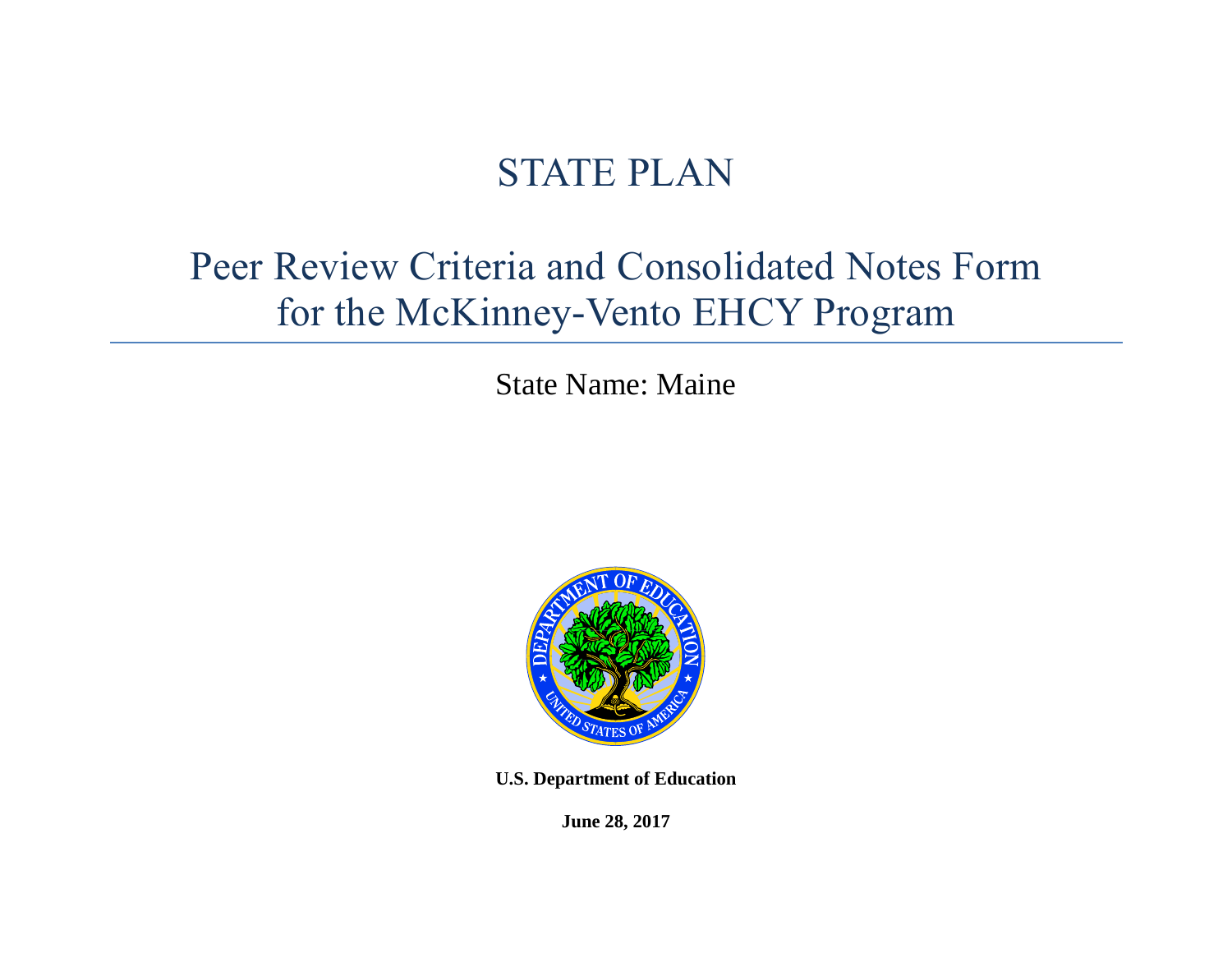# STATE PLAN

## Peer Review Criteria and Consolidated Notes Form for the McKinney-Vento EHCY Program

State Name: Maine

**U.S. Department of Education**

**June 28, 2017**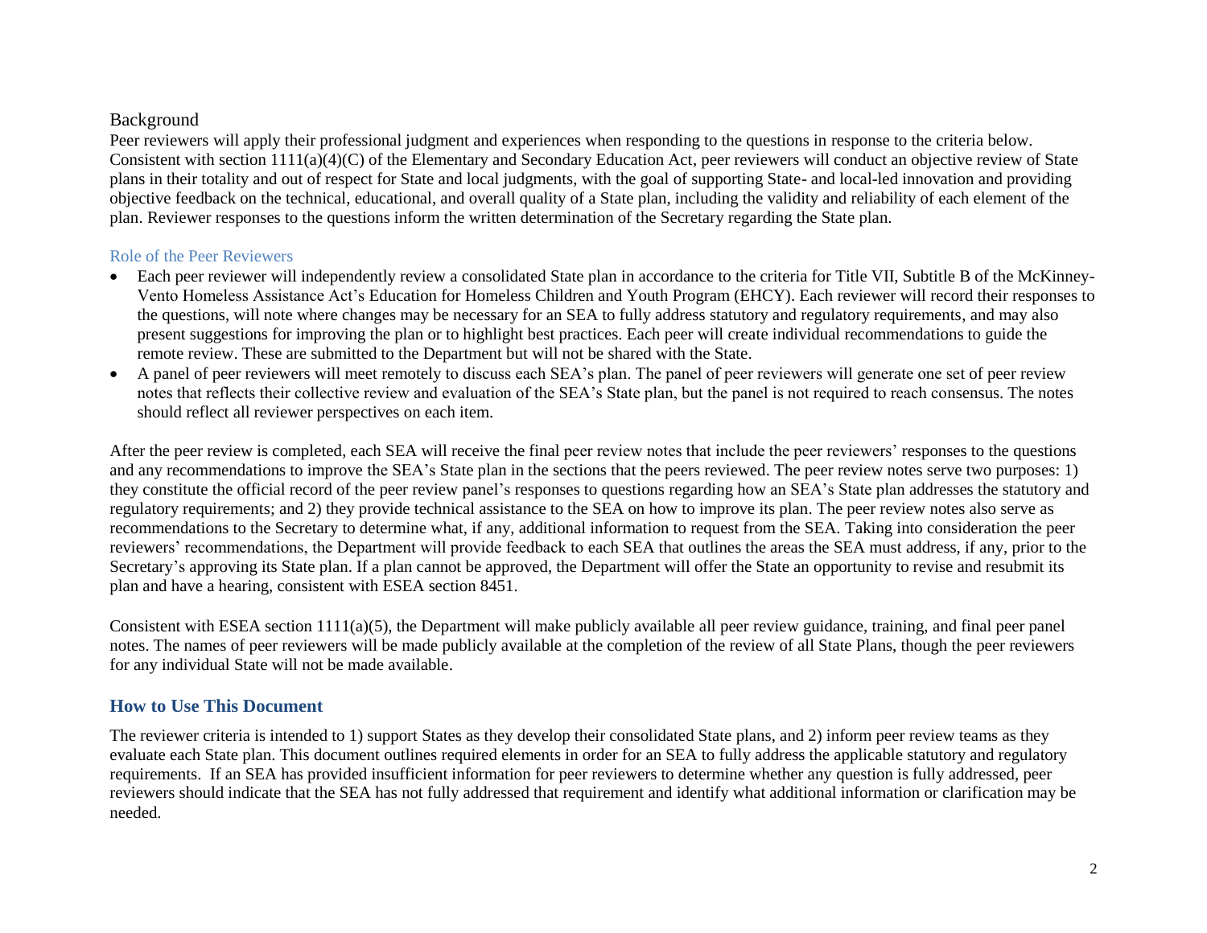## Background

Peer reviewers will apply their professional judgment and experiences when responding to the questions in response to the criteria below. Consistent with section 1111(a)(4)(C) of the Elementary and Secondary Education Act, peer reviewers will conduct an objective review of State plans in their totality and out of respect for State and local judgments, with the goal of supporting State- and local-led innovation and providing objective feedback on the technical, educational, and overall quality of a State plan, including the validity and reliability of each element of the plan. Reviewer responses to the questions inform the written determination of the Secretary regarding the State plan.

### Role of the Peer Reviewers

- Each peer reviewer will independently review a consolidated State plan in accordance to the criteria for Title VII, Subtitle B of the McKinney-Vento Homeless Assistance Act's Education for Homeless Children and Youth Program (EHCY). Each reviewer will record their responses to the questions, will note where changes may be necessary for an SEA to fully address statutory and regulatory requirements, and may also present suggestions for improving the plan or to highlight best practices. Each peer will create individual recommendations to guide the remote review. These are submitted to the Department but will not be shared with the State.
- A panel of peer reviewers will meet remotely to discuss each SEA's plan. The panel of peer reviewers will generate one set of peer review notes that reflects their collective review and evaluation of the SEA's State plan, but the panel is not required to reach consensus. The notes should reflect all reviewer perspectives on each item.

After the peer review is completed, each SEA will receive the final peer review notes that include the peer reviewers' responses to the questions and any recommendations to improve the SEA's State plan in the sections that the peers reviewed. The peer review notes serve two purposes: 1) they constitute the official record of the peer review panel's responses to questions regarding how an SEA's State plan addresses the statutory and regulatory requirements; and 2) they provide technical assistance to the SEA on how to improve its plan. The peer review notes also serve as recommendations to the Secretary to determine what, if any, additional information to request from the SEA. Taking into consideration the peer reviewers' recommendations, the Department will provide feedback to each SEA that outlines the areas the SEA must address, if any, prior to the Secretary's approving its State plan. If a plan cannot be approved, the Department will offer the State an opportunity to revise and resubmit its plan and have a hearing, consistent with ESEA section 8451.

Consistent with ESEA section 1111(a)(5), the Department will make publicly available all peer review guidance, training, and final peer panel notes. The names of peer reviewers will be made publicly available at the completion of the review of all State Plans, though the peer reviewers for any individual State will not be made available.

## How to Use This Document

The reviewer criteria is intended to 1) support States as they develop their consolidated State plans, and 2) inform peer review teams as they evaluate each State plan. This document outlines required elements in order for an SEA to fully address the applicable statutory and regulatory requirements. If an SEA has provided insufficient information for peer reviewers to determine whether any question is fully addressed, peer reviewers should indicate that the SEA has not fully addressed that requirement and identify what additional information or clarification may be needed.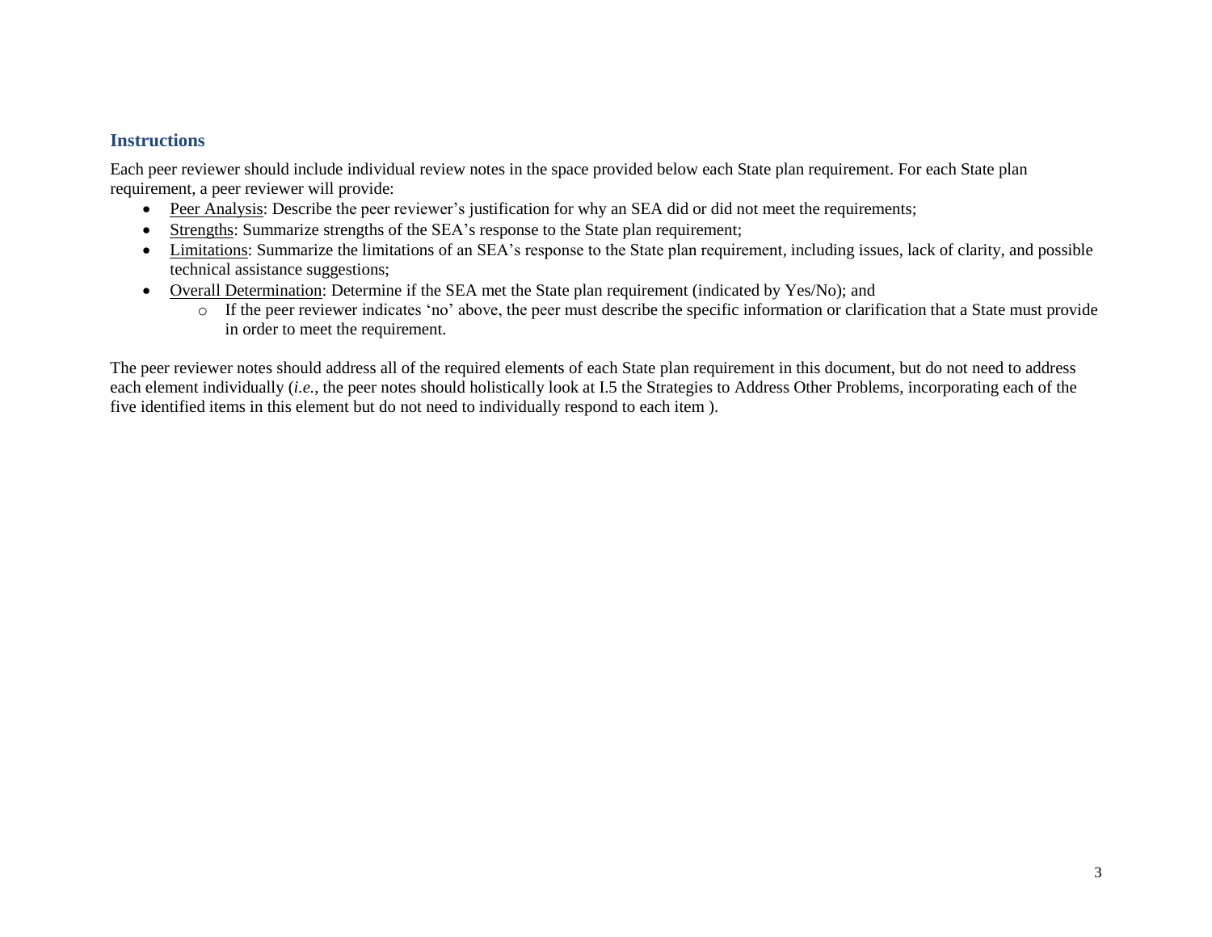## Instructions

Each peer reviewer should include individual review notes in the space provided below each State plan requirement. For each State plan requirement, a peer reviewer will provide:

- Peer Analysis: Describe the peer reviewer's justification for why an SEA did or did not meet the requirements;
- Strengths: Summarize strengths of the SEA's response to the State plan requirement;
- Limitations: Summarize the limitations of an SEA's response to the State plan requirement, including issues, lack of clarity, and possible technical assistance suggestions;
- Overall Determination: Determine if the SEA met the State plan requirement (indicated by Yes/No); and
    - If the peer reviewer indicates 'no' above, the peer must describe the specific information or clarification that a State must provide in order to meet the requirement.

The peer reviewer notes should address all of the required elements of each State plan requirement in this document, but do not need to address each element individually (*i.e.*, the peer notes should holistically look at I.5 the Strategies to Address Other Problems, incorporating each of the five identified items in this element but do not need to individually respond to each item ).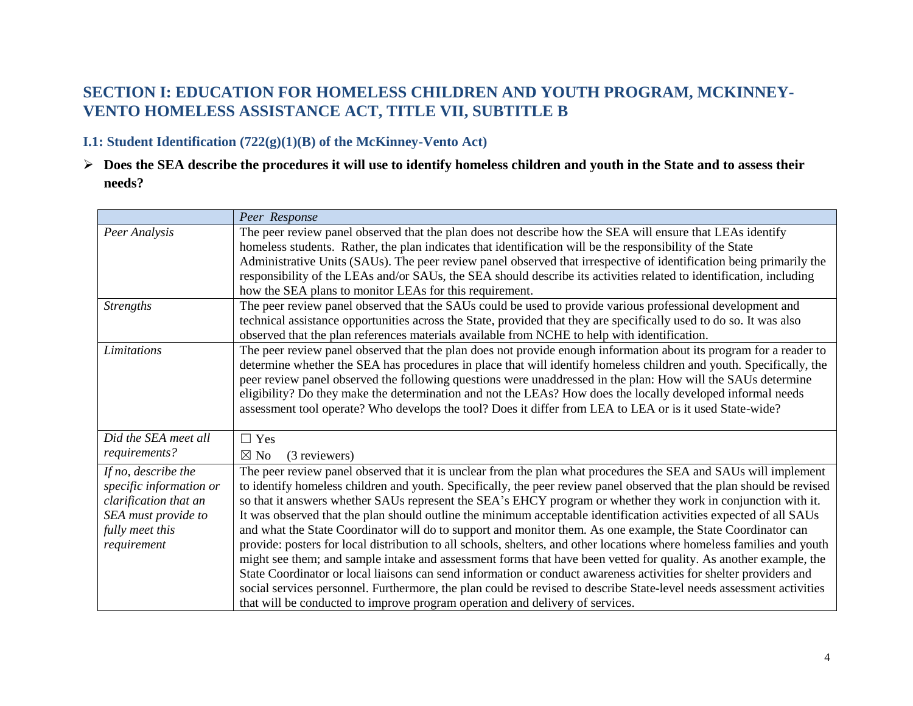## SECTION I: EDUCATION FOR HOMELESS CHILDREN AND YOUTH PROGRAM, MCKINNEY-VENTO HOMELESS ASSISTANCE ACT, TITLE VII, SUBTITLE B

### I.1: Student Identification (722(g)(1)(B) of the McKinney-Vento Act)

- **Does the SEA describe the procedures it will use to identify homeless children and youth in the State and to assess their needs?**

| | *Peer Response* |
|---|---|
| *Peer Analysis* | The peer review panel observed that the plan does not describe how the SEA will ensure that LEAs identify homeless students. Rather, the plan indicates that identification will be the responsibility of the State Administrative Units (SAUs). The peer review panel observed that irrespective of identification being primarily the responsibility of the LEAs and/or SAUs, the SEA should describe its activities related to identification, including how the SEA plans to monitor LEAs for this requirement. |
| *Strengths* | The peer review panel observed that the SAUs could be used to provide various professional development and technical assistance opportunities across the State, provided that they are specifically used to do so. It was also observed that the plan references materials available from NCHE to help with identification. |
| *Limitations* | The peer review panel observed that the plan does not provide enough information about its program for a reader to determine whether the SEA has procedures in place that will identify homeless children and youth. Specifically, the peer review panel observed the following questions were unaddressed in the plan: How will the SAUs determine eligibility? Do they make the determination and not the LEAs? How does the locally developed informal needs assessment tool operate? Who develops the tool? Does it differ from LEA to LEA or is it used State-wide? |
| *Did the SEA meet all requirements?* | ☐ Yes<br>☒ No (3 reviewers) |
| *If no, describe the specific information or clarification that an SEA must provide to fully meet this requirement* | The peer review panel observed that it is unclear from the plan what procedures the SEA and SAUs will implement to identify homeless children and youth. Specifically, the peer review panel observed that the plan should be revised so that it answers whether SAUs represent the SEA's EHCY program or whether they work in conjunction with it. It was observed that the plan should outline the minimum acceptable identification activities expected of all SAUs and what the State Coordinator will do to support and monitor them. As one example, the State Coordinator can provide: posters for local distribution to all schools, shelters, and other locations where homeless families and youth might see them; and sample intake and assessment forms that have been vetted for quality. As another example, the State Coordinator or local liaisons can send information or conduct awareness activities for shelter providers and social services personnel. Furthermore, the plan could be revised to describe State-level needs assessment activities that will be conducted to improve program operation and delivery of services. |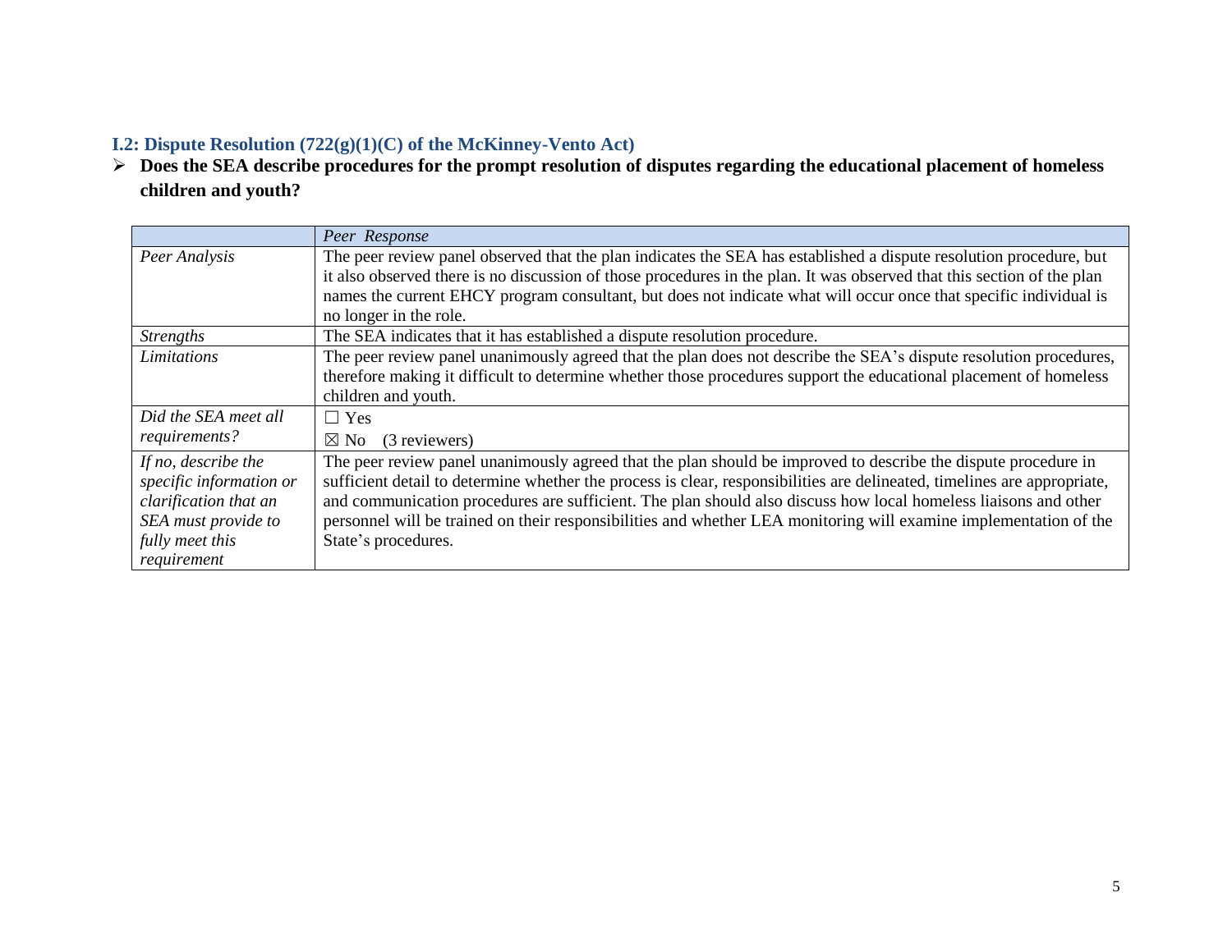### I.2: Dispute Resolution (722(g)(1)(C) of the McKinney-Vento Act)

- **Does the SEA describe procedures for the prompt resolution of disputes regarding the educational placement of homeless children and youth?**

| | *Peer Response* |
|---|---|
| *Peer Analysis* | The peer review panel observed that the plan indicates the SEA has established a dispute resolution procedure, but it also observed there is no discussion of those procedures in the plan. It was observed that this section of the plan names the current EHCY program consultant, but does not indicate what will occur once that specific individual is no longer in the role. |
| *Strengths* | The SEA indicates that it has established a dispute resolution procedure. |
| *Limitations* | The peer review panel unanimously agreed that the plan does not describe the SEA's dispute resolution procedures, therefore making it difficult to determine whether those procedures support the educational placement of homeless children and youth. |
| *Did the SEA meet all requirements?* | ☐ Yes<br>☒ No (3 reviewers) |
| *If no, describe the specific information or clarification that an SEA must provide to fully meet this requirement* | The peer review panel unanimously agreed that the plan should be improved to describe the dispute procedure in sufficient detail to determine whether the process is clear, responsibilities are delineated, timelines are appropriate, and communication procedures are sufficient. The plan should also discuss how local homeless liaisons and other personnel will be trained on their responsibilities and whether LEA monitoring will examine implementation of the State's procedures. |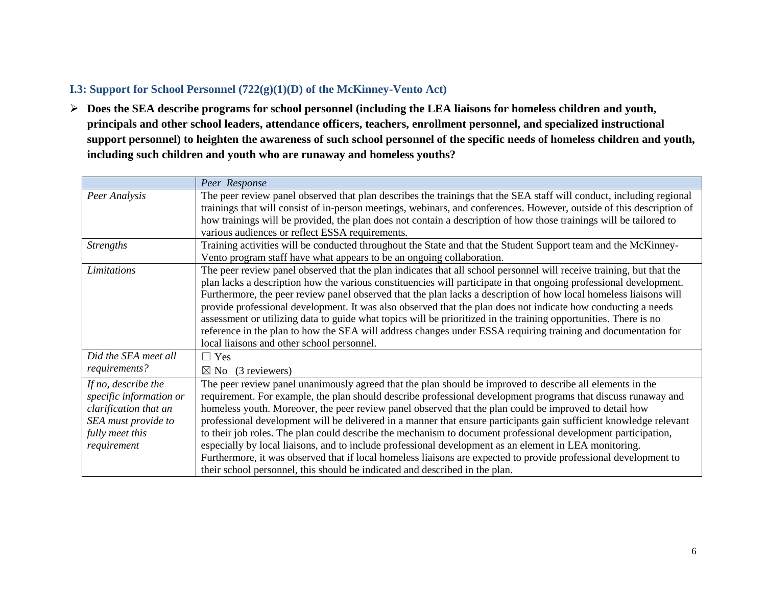### I.3: Support for School Personnel (722(g)(1)(D) of the McKinney-Vento Act)

- **Does the SEA describe programs for school personnel (including the LEA liaisons for homeless children and youth, principals and other school leaders, attendance officers, teachers, enrollment personnel, and specialized instructional support personnel) to heighten the awareness of such school personnel of the specific needs of homeless children and youth, including such children and youth who are runaway and homeless youths?**

| | *Peer Response* |
|---|---|
| *Peer Analysis* | The peer review panel observed that plan describes the trainings that the SEA staff will conduct, including regional trainings that will consist of in-person meetings, webinars, and conferences. However, outside of this description of how trainings will be provided, the plan does not contain a description of how those trainings will be tailored to various audiences or reflect ESSA requirements. |
| *Strengths* | Training activities will be conducted throughout the State and that the Student Support team and the McKinney-Vento program staff have what appears to be an ongoing collaboration. |
| *Limitations* | The peer review panel observed that the plan indicates that all school personnel will receive training, but that the plan lacks a description how the various constituencies will participate in that ongoing professional development. Furthermore, the peer review panel observed that the plan lacks a description of how local homeless liaisons will provide professional development. It was also observed that the plan does not indicate how conducting a needs assessment or utilizing data to guide what topics will be prioritized in the training opportunities. There is no reference in the plan to how the SEA will address changes under ESSA requiring training and documentation for local liaisons and other school personnel. |
| *Did the SEA meet all requirements?* | ☐ Yes<br>☒ No (3 reviewers) |
| *If no, describe the specific information or clarification that an SEA must provide to fully meet this requirement* | The peer review panel unanimously agreed that the plan should be improved to describe all elements in the requirement. For example, the plan should describe professional development programs that discuss runaway and homeless youth. Moreover, the peer review panel observed that the plan could be improved to detail how professional development will be delivered in a manner that ensure participants gain sufficient knowledge relevant to their job roles. The plan could describe the mechanism to document professional development participation, especially by local liaisons, and to include professional development as an element in LEA monitoring. Furthermore, it was observed that if local homeless liaisons are expected to provide professional development to their school personnel, this should be indicated and described in the plan. |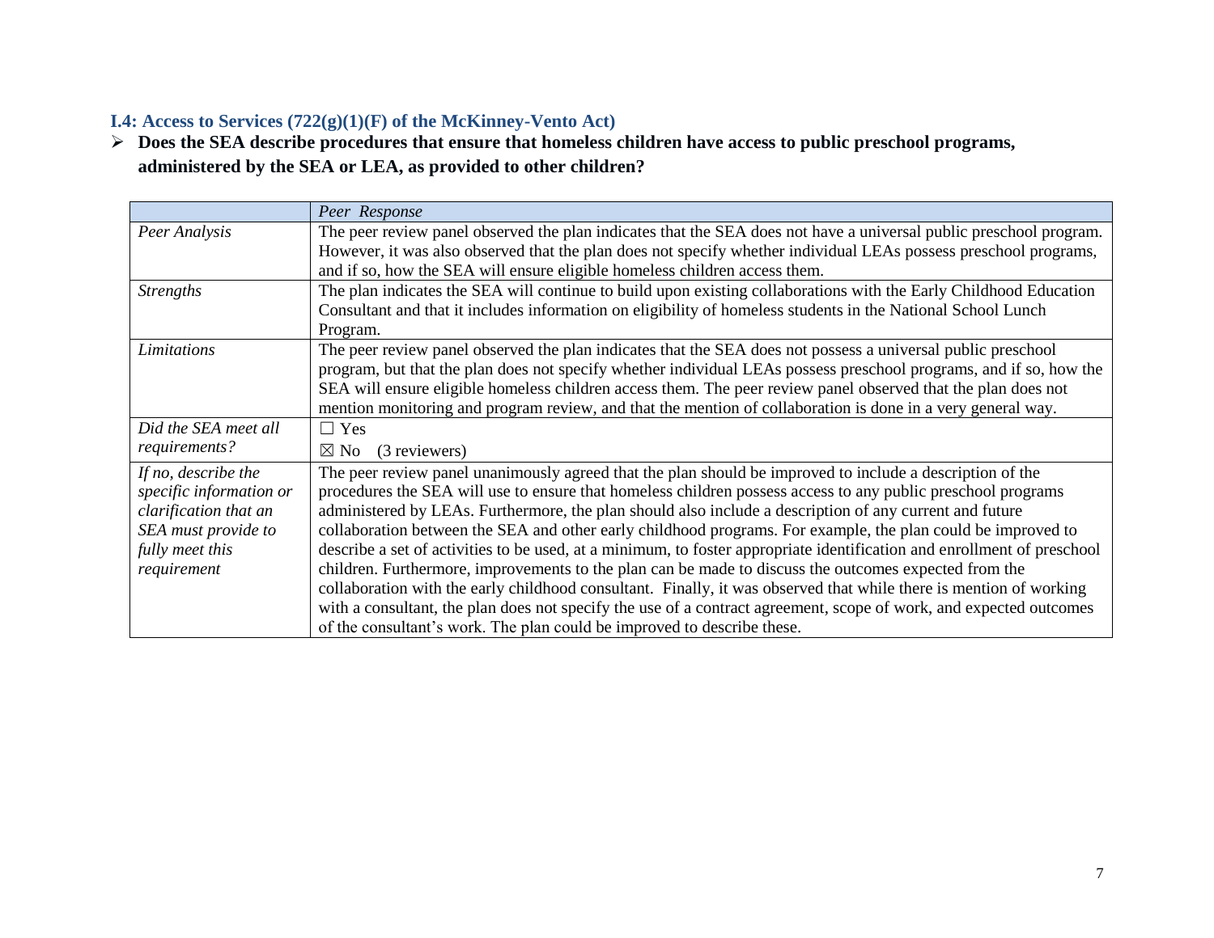### I.4: Access to Services (722(g)(1)(F) of the McKinney-Vento Act)

- **Does the SEA describe procedures that ensure that homeless children have access to public preschool programs, administered by the SEA or LEA, as provided to other children?**

| | *Peer Response* |
|---|---|
| *Peer Analysis* | The peer review panel observed the plan indicates that the SEA does not have a universal public preschool program. However, it was also observed that the plan does not specify whether individual LEAs possess preschool programs, and if so, how the SEA will ensure eligible homeless children access them. |
| *Strengths* | The plan indicates the SEA will continue to build upon existing collaborations with the Early Childhood Education Consultant and that it includes information on eligibility of homeless students in the National School Lunch Program. |
| *Limitations* | The peer review panel observed the plan indicates that the SEA does not possess a universal public preschool program, but that the plan does not specify whether individual LEAs possess preschool programs, and if so, how the SEA will ensure eligible homeless children access them. The peer review panel observed that the plan does not mention monitoring and program review, and that the mention of collaboration is done in a very general way. |
| *Did the SEA meet all requirements?* | ☐ Yes<br>☒ No (3 reviewers) |
| *If no, describe the specific information or clarification that an SEA must provide to fully meet this requirement* | The peer review panel unanimously agreed that the plan should be improved to include a description of the procedures the SEA will use to ensure that homeless children possess access to any public preschool programs administered by LEAs. Furthermore, the plan should also include a description of any current and future collaboration between the SEA and other early childhood programs. For example, the plan could be improved to describe a set of activities to be used, at a minimum, to foster appropriate identification and enrollment of preschool children. Furthermore, improvements to the plan can be made to discuss the outcomes expected from the collaboration with the early childhood consultant. Finally, it was observed that while there is mention of working with a consultant, the plan does not specify the use of a contract agreement, scope of work, and expected outcomes of the consultant's work. The plan could be improved to describe these. |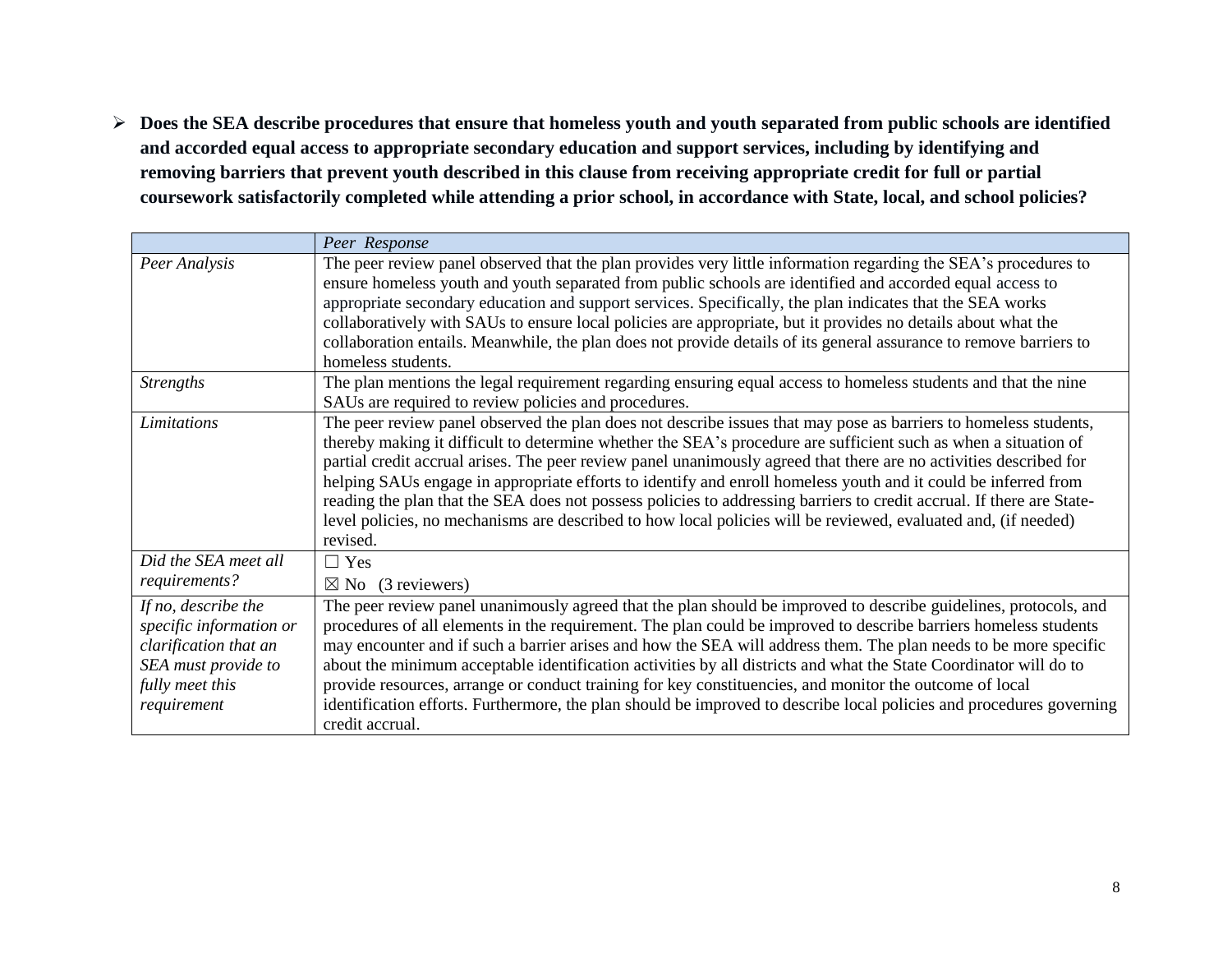- **Does the SEA describe procedures that ensure that homeless youth and youth separated from public schools are identified and accorded equal access to appropriate secondary education and support services, including by identifying and removing barriers that prevent youth described in this clause from receiving appropriate credit for full or partial coursework satisfactorily completed while attending a prior school, in accordance with State, local, and school policies?**

| | *Peer Response* |
|---|---|
| *Peer Analysis* | The peer review panel observed that the plan provides very little information regarding the SEA's procedures to ensure homeless youth and youth separated from public schools are identified and accorded equal access to appropriate secondary education and support services. Specifically, the plan indicates that the SEA works collaboratively with SAUs to ensure local policies are appropriate, but it provides no details about what the collaboration entails. Meanwhile, the plan does not provide details of its general assurance to remove barriers to homeless students. |
| *Strengths* | The plan mentions the legal requirement regarding ensuring equal access to homeless students and that the nine SAUs are required to review policies and procedures. |
| *Limitations* | The peer review panel observed the plan does not describe issues that may pose as barriers to homeless students, thereby making it difficult to determine whether the SEA's procedure are sufficient such as when a situation of partial credit accrual arises. The peer review panel unanimously agreed that there are no activities described for helping SAUs engage in appropriate efforts to identify and enroll homeless youth and it could be inferred from reading the plan that the SEA does not possess policies to addressing barriers to credit accrual. If there are State-level policies, no mechanisms are described to how local policies will be reviewed, evaluated and, (if needed) revised. |
| *Did the SEA meet all requirements?* | ☐ Yes<br>☒ No (3 reviewers) |
| *If no, describe the specific information or clarification that an SEA must provide to fully meet this requirement* | The peer review panel unanimously agreed that the plan should be improved to describe guidelines, protocols, and procedures of all elements in the requirement. The plan could be improved to describe barriers homeless students may encounter and if such a barrier arises and how the SEA will address them. The plan needs to be more specific about the minimum acceptable identification activities by all districts and what the State Coordinator will do to provide resources, arrange or conduct training for key constituencies, and monitor the outcome of local identification efforts. Furthermore, the plan should be improved to describe local policies and procedures governing credit accrual. |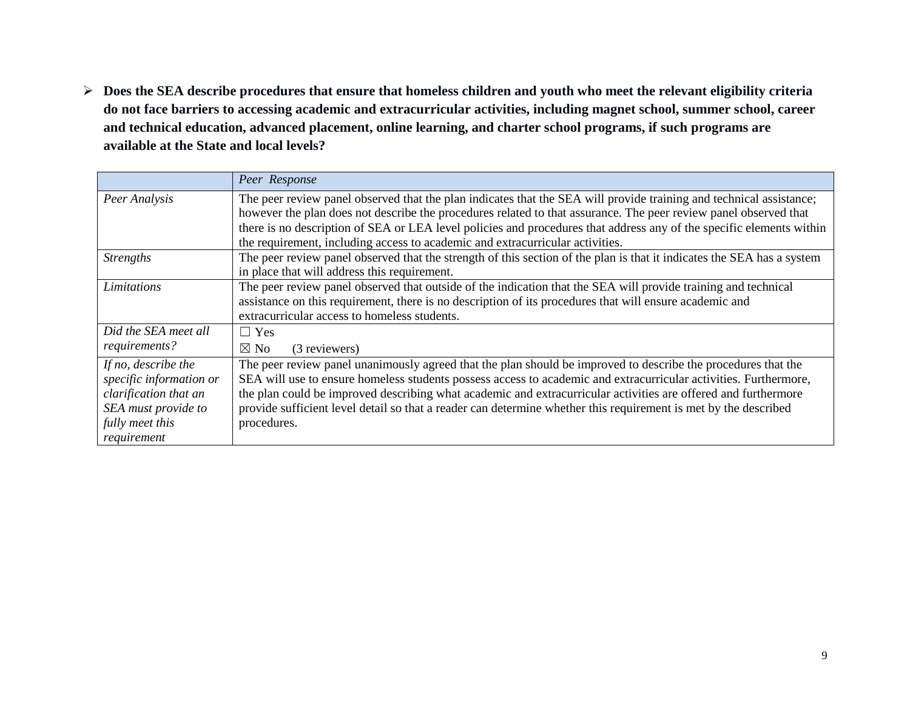- **Does the SEA describe procedures that ensure that homeless children and youth who meet the relevant eligibility criteria do not face barriers to accessing academic and extracurricular activities, including magnet school, summer school, career and technical education, advanced placement, online learning, and charter school programs, if such programs are available at the State and local levels?**

| | *Peer Response* |
|---|---|
| *Peer Analysis* | The peer review panel observed that the plan indicates that the SEA will provide training and technical assistance; however the plan does not describe the procedures related to that assurance. The peer review panel observed that there is no description of SEA or LEA level policies and procedures that address any of the specific elements within the requirement, including access to academic and extracurricular activities. |
| *Strengths* | The peer review panel observed that the strength of this section of the plan is that it indicates the SEA has a system in place that will address this requirement. |
| *Limitations* | The peer review panel observed that outside of the indication that the SEA will provide training and technical assistance on this requirement, there is no description of its procedures that will ensure academic and extracurricular access to homeless students. |
| *Did the SEA meet all requirements?* | ☐ Yes<br>☒ No (3 reviewers) |
| *If no, describe the specific information or clarification that an SEA must provide to fully meet this requirement* | The peer review panel unanimously agreed that the plan should be improved to describe the procedures that the SEA will use to ensure homeless students possess access to academic and extracurricular activities. Furthermore, the plan could be improved describing what academic and extracurricular activities are offered and furthermore provide sufficient level detail so that a reader can determine whether this requirement is met by the described procedures. |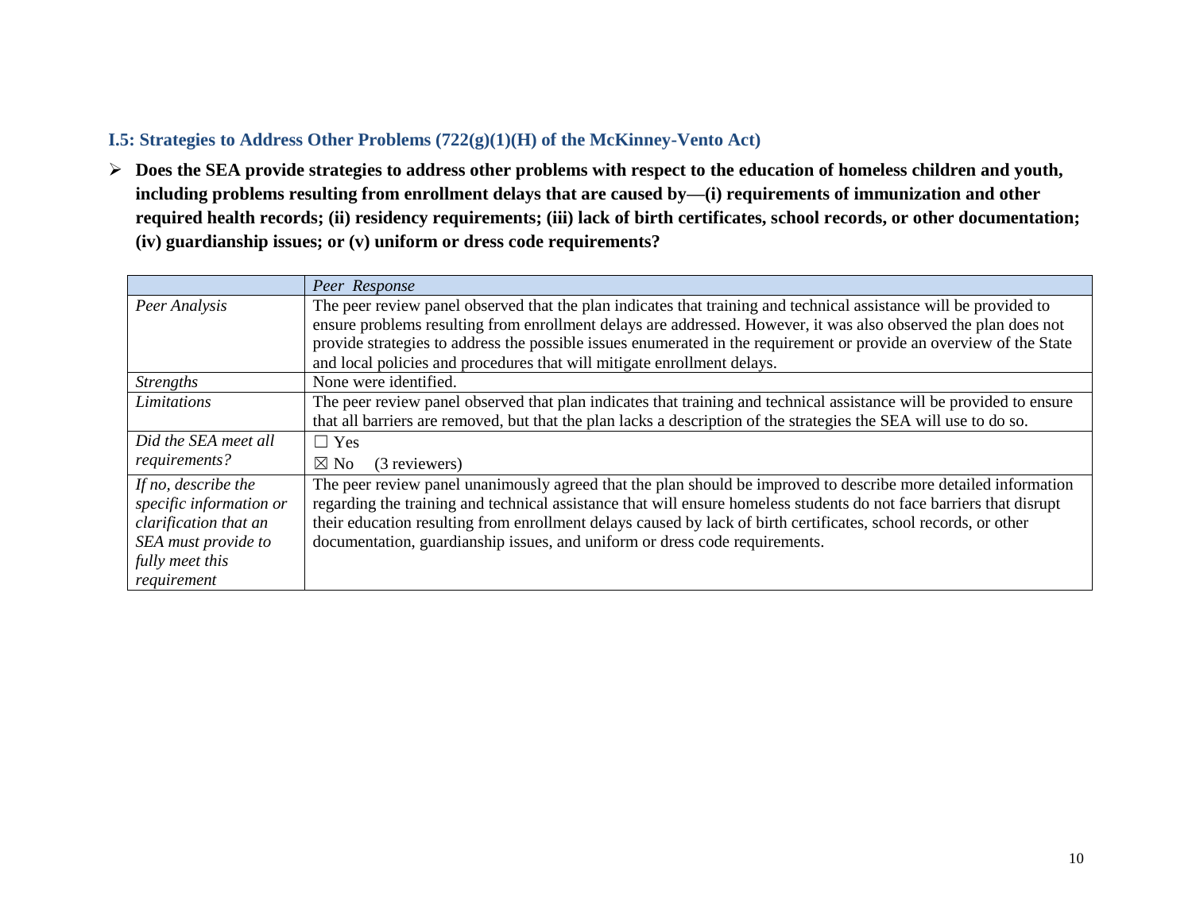### I.5: Strategies to Address Other Problems (722(g)(1)(H) of the McKinney-Vento Act)

- **Does the SEA provide strategies to address other problems with respect to the education of homeless children and youth, including problems resulting from enrollment delays that are caused by—(i) requirements of immunization and other required health records; (ii) residency requirements; (iii) lack of birth certificates, school records, or other documentation; (iv) guardianship issues; or (v) uniform or dress code requirements?**

| | *Peer Response* |
|---|---|
| *Peer Analysis* | The peer review panel observed that the plan indicates that training and technical assistance will be provided to ensure problems resulting from enrollment delays are addressed. However, it was also observed the plan does not provide strategies to address the possible issues enumerated in the requirement or provide an overview of the State and local policies and procedures that will mitigate enrollment delays. |
| *Strengths* | None were identified. |
| *Limitations* | The peer review panel observed that plan indicates that training and technical assistance will be provided to ensure that all barriers are removed, but that the plan lacks a description of the strategies the SEA will use to do so. |
| *Did the SEA meet all requirements?* | ☐ Yes<br>☒ No (3 reviewers) |
| *If no, describe the specific information or clarification that an SEA must provide to fully meet this requirement* | The peer review panel unanimously agreed that the plan should be improved to describe more detailed information regarding the training and technical assistance that will ensure homeless students do not face barriers that disrupt their education resulting from enrollment delays caused by lack of birth certificates, school records, or other documentation, guardianship issues, and uniform or dress code requirements. |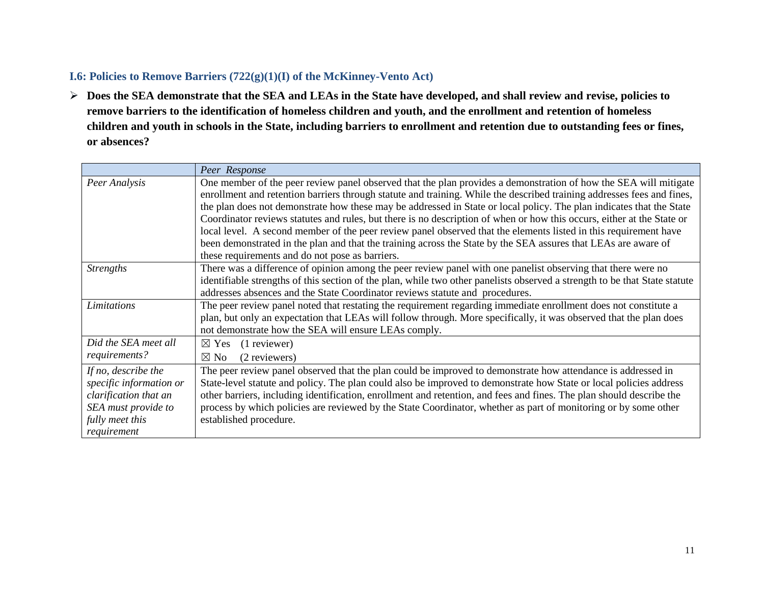### I.6: Policies to Remove Barriers (722(g)(1)(I) of the McKinney-Vento Act)

- **Does the SEA demonstrate that the SEA and LEAs in the State have developed, and shall review and revise, policies to remove barriers to the identification of homeless children and youth, and the enrollment and retention of homeless children and youth in schools in the State, including barriers to enrollment and retention due to outstanding fees or fines, or absences?**

| | *Peer Response* |
|---|---|
| *Peer Analysis* | One member of the peer review panel observed that the plan provides a demonstration of how the SEA will mitigate enrollment and retention barriers through statute and training. While the described training addresses fees and fines, the plan does not demonstrate how these may be addressed in State or local policy. The plan indicates that the State Coordinator reviews statutes and rules, but there is no description of when or how this occurs, either at the State or local level. A second member of the peer review panel observed that the elements listed in this requirement have been demonstrated in the plan and that the training across the State by the SEA assures that LEAs are aware of these requirements and do not pose as barriers. |
| *Strengths* | There was a difference of opinion among the peer review panel with one panelist observing that there were no identifiable strengths of this section of the plan, while two other panelists observed a strength to be that State statute addresses absences and the State Coordinator reviews statute and procedures. |
| *Limitations* | The peer review panel noted that restating the requirement regarding immediate enrollment does not constitute a plan, but only an expectation that LEAs will follow through. More specifically, it was observed that the plan does not demonstrate how the SEA will ensure LEAs comply. |
| *Did the SEA meet all requirements?* | ☒ Yes (1 reviewer)<br>☒ No (2 reviewers) |
| *If no, describe the specific information or clarification that an SEA must provide to fully meet this requirement* | The peer review panel observed that the plan could be improved to demonstrate how attendance is addressed in State-level statute and policy. The plan could also be improved to demonstrate how State or local policies address other barriers, including identification, enrollment and retention, and fees and fines. The plan should describe the process by which policies are reviewed by the State Coordinator, whether as part of monitoring or by some other established procedure. |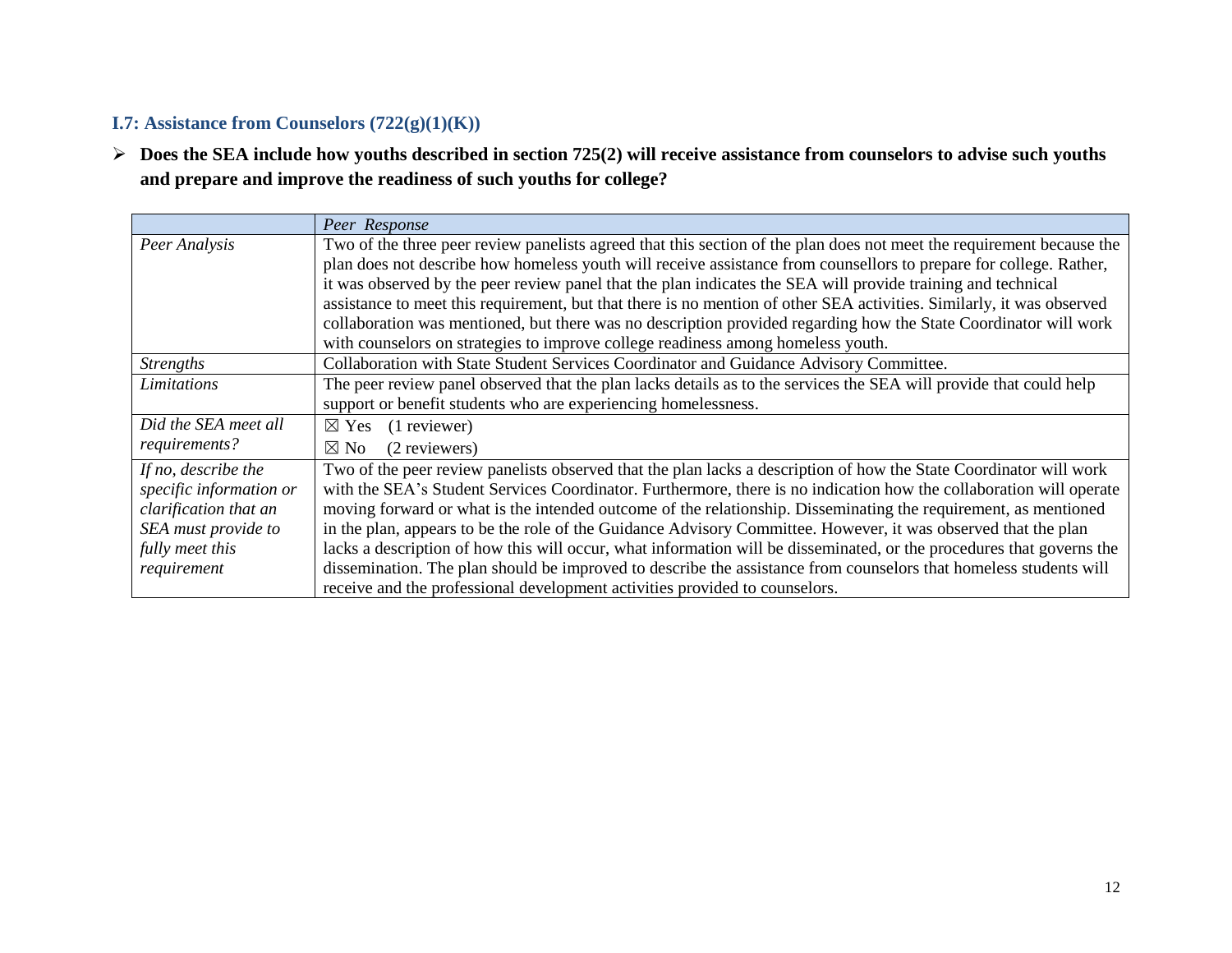### I.7: Assistance from Counselors (722(g)(1)(K))

- **Does the SEA include how youths described in section 725(2) will receive assistance from counselors to advise such youths and prepare and improve the readiness of such youths for college?**

| | *Peer Response* |
|---|---|
| *Peer Analysis* | Two of the three peer review panelists agreed that this section of the plan does not meet the requirement because the plan does not describe how homeless youth will receive assistance from counsellors to prepare for college. Rather, it was observed by the peer review panel that the plan indicates the SEA will provide training and technical assistance to meet this requirement, but that there is no mention of other SEA activities. Similarly, it was observed collaboration was mentioned, but there was no description provided regarding how the State Coordinator will work with counselors on strategies to improve college readiness among homeless youth. |
| *Strengths* | Collaboration with State Student Services Coordinator and Guidance Advisory Committee. |
| *Limitations* | The peer review panel observed that the plan lacks details as to the services the SEA will provide that could help support or benefit students who are experiencing homelessness. |
| *Did the SEA meet all requirements?* | ☒ Yes (1 reviewer)<br>☒ No (2 reviewers) |
| *If no, describe the specific information or clarification that an SEA must provide to fully meet this requirement* | Two of the peer review panelists observed that the plan lacks a description of how the State Coordinator will work with the SEA's Student Services Coordinator. Furthermore, there is no indication how the collaboration will operate moving forward or what is the intended outcome of the relationship. Disseminating the requirement, as mentioned in the plan, appears to be the role of the Guidance Advisory Committee. However, it was observed that the plan lacks a description of how this will occur, what information will be disseminated, or the procedures that governs the dissemination. The plan should be improved to describe the assistance from counselors that homeless students will receive and the professional development activities provided to counselors. |